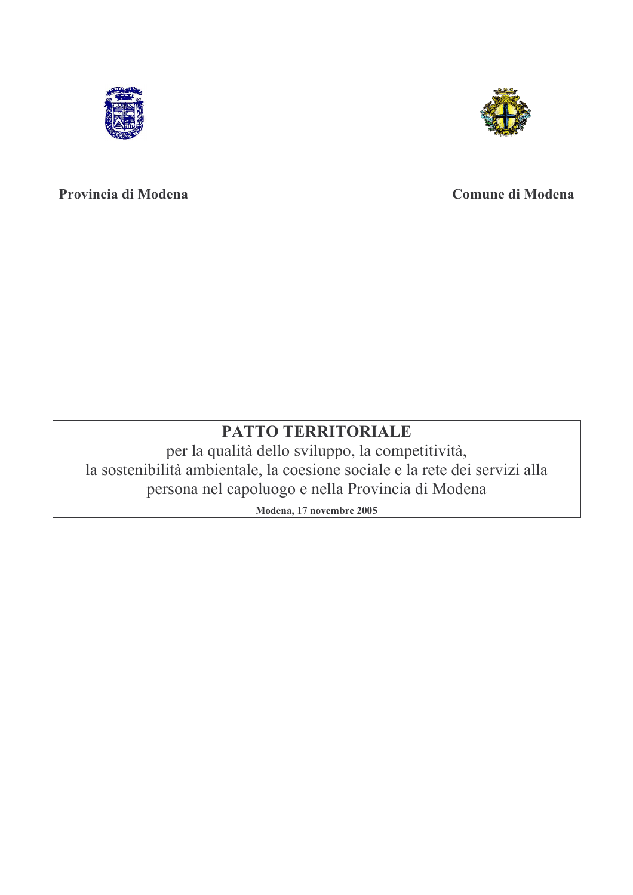**Provincia di Modena**

**Comune di Modena**

# PATTO TERRITORIALE

per la qualità dello sviluppo, la competitività, la sostenibilità ambientale, la coesione sociale e la rete dei servizi alla persona nel capoluogo e nella Provincia di Modena

**Modena, 17 novembre 2005**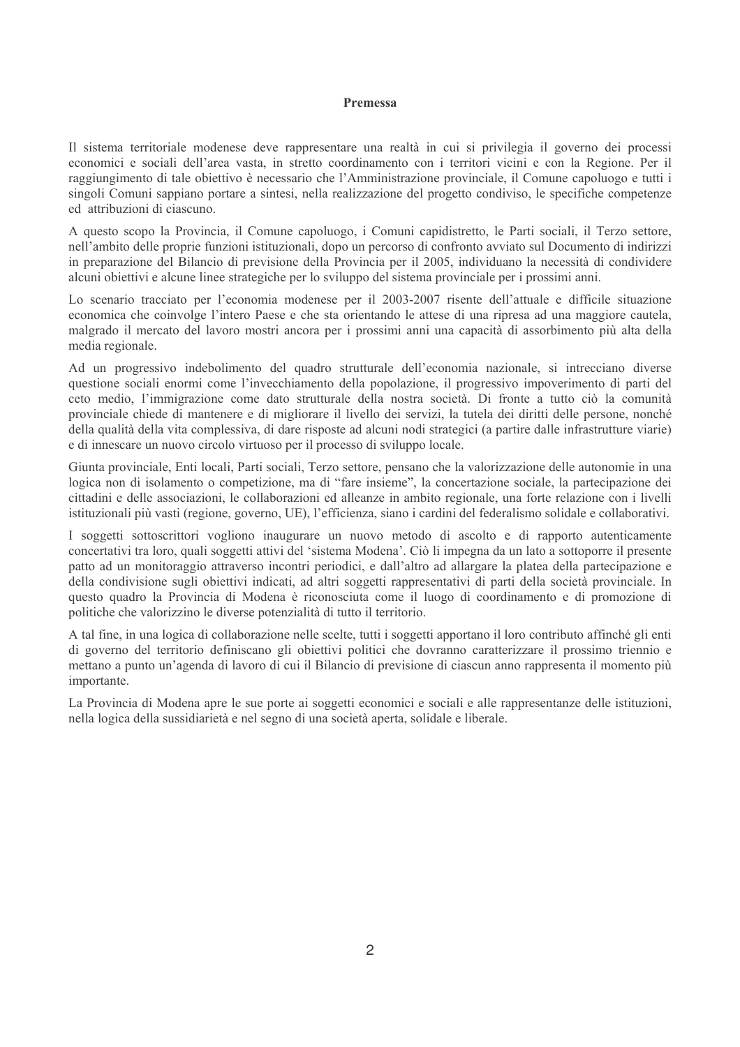**Premessa**

Il sistema territoriale modenese deve rappresentare una realtà in cui si privilegia il governo dei processi economici e sociali dell'area vasta, in stretto coordinamento con i territori vicini e con la Regione. Per il raggiungimento di tale obiettivo è necessario che l'Amministrazione provinciale, il Comune capoluogo e tutti i singoli Comuni sappiano portare a sintesi, nella realizzazione del progetto condiviso, le specifiche competenze ed attribuzioni di ciascuno.

A questo scopo la Provincia, il Comune capoluogo, i Comuni capidistretto, le Parti sociali, il Terzo settore, nell'ambito delle proprie funzioni istituzionali, dopo un percorso di confronto avviato sul Documento di indirizzi in preparazione del Bilancio di previsione della Provincia per il 2005, individuano la necessità di condividere alcuni obiettivi e alcune linee strategiche per lo sviluppo del sistema provinciale per i prossimi anni.

Lo scenario tracciato per l'economia modenese per il 2003-2007 risente dell'attuale e difficile situazione economica che coinvolge l'intero Paese e che sta orientando le attese di una ripresa ad una maggiore cautela, malgrado il mercato del lavoro mostri ancora per i prossimi anni una capacità di assorbimento più alta della media regionale.

Ad un progressivo indebolimento del quadro strutturale dell'economia nazionale, si intrecciano diverse questione sociali enormi come l'invecchiamento della popolazione, il progressivo impoverimento di parti del ceto medio, l'immigrazione come dato strutturale della nostra società. Di fronte a tutto ciò la comunità provinciale chiede di mantenere e di migliorare il livello dei servizi, la tutela dei diritti delle persone, nonché della qualità della vita complessiva, di dare risposte ad alcuni nodi strategici (a partire dalle infrastrutture viarie) e di innescare un nuovo circolo virtuoso per il processo di sviluppo locale.

Giunta provinciale, Enti locali, Parti sociali, Terzo settore, pensano che la valorizzazione delle autonomie in una logica non di isolamento o competizione, ma di "fare insieme", la concertazione sociale, la partecipazione dei cittadini e delle associazioni, le collaborazioni ed alleanze in ambito regionale, una forte relazione con i livelli istituzionali più vasti (regione, governo, UE), l'efficienza, siano i cardini del federalismo solidale e collaborativi.

I soggetti sottoscrittori vogliono inaugurare un nuovo metodo di ascolto e di rapporto autenticamente concertativi tra loro, quali soggetti attivi del 'sistema Modena'. Ciò li impegna da un lato a sottoporre il presente patto ad un monitoraggio attraverso incontri periodici, e dall'altro ad allargare la platea della partecipazione e della condivisione sugli obiettivi indicati, ad altri soggetti rappresentativi di parti della società provinciale. In questo quadro la Provincia di Modena è riconosciuta come il luogo di coordinamento e di promozione di politiche che valorizzino le diverse potenzialità di tutto il territorio.

A tal fine, in una logica di collaborazione nelle scelte, tutti i soggetti apportano il loro contributo affinché gli enti di governo del territorio definiscano gli obiettivi politici che dovranno caratterizzare il prossimo triennio e mettano a punto un'agenda di lavoro di cui il Bilancio di previsione di ciascun anno rappresenta il momento più importante.

La Provincia di Modena apre le sue porte ai soggetti economici e sociali e alle rappresentanze delle istituzioni, nella logica della sussidiarietà e nel segno di una società aperta, solidale e liberale.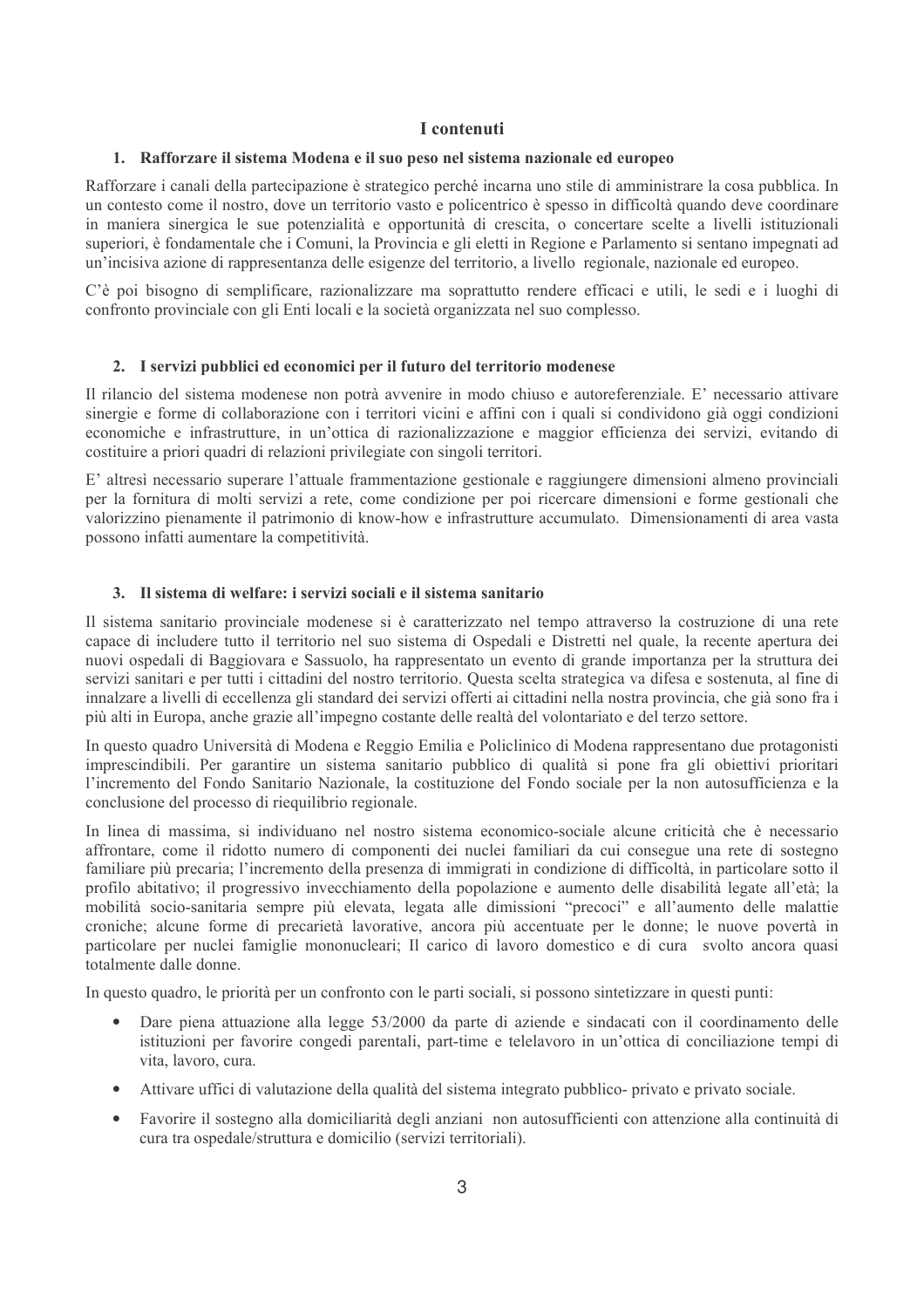# I contenuti

## 1. Rafforzare il sistema Modena e il suo peso nel sistema nazionale ed europeo

Rafforzare i canali della partecipazione è strategico perché incarna uno stile di amministrare la cosa pubblica. In un contesto come il nostro, dove un territorio vasto e policentrico è spesso in difficoltà quando deve coordinare in maniera sinergica le sue potenzialità e opportunità di crescita, o concertare scelte a livelli istituzionali superiori, è fondamentale che i Comuni, la Provincia e gli eletti in Regione e Parlamento si sentano impegnati ad un'incisiva azione di rappresentanza delle esigenze del territorio, a livello regionale, nazionale ed europeo.

C'è poi bisogno di semplificare, razionalizzare ma soprattutto rendere efficaci e utili, le sedi e i luoghi di confronto provinciale con gli Enti locali e la società organizzata nel suo complesso.

## 2. I servizi pubblici ed economici per il futuro del territorio modenese

Il rilancio del sistema modenese non potrà avvenire in modo chiuso e autoreferenziale. E' necessario attivare sinergie e forme di collaborazione con i territori vicini e affini con i quali si condividono già oggi condizioni economiche e infrastrutture, in un'ottica di razionalizzazione e maggior efficienza dei servizi, evitando di costituire a priori quadri di relazioni privilegiate con singoli territori.

E' altresì necessario superare l'attuale frammentazione gestionale e raggiungere dimensioni almeno provinciali per la fornitura di molti servizi a rete, come condizione per poi ricercare dimensioni e forme gestionali che valorizzino pienamente il patrimonio di know-how e infrastrutture accumulato. Dimensionamenti di area vasta possono infatti aumentare la competitività.

## 3. Il sistema di welfare: i servizi sociali e il sistema sanitario

Il sistema sanitario provinciale modenese si è caratterizzato nel tempo attraverso la costruzione di una rete capace di includere tutto il territorio nel suo sistema di Ospedali e Distretti nel quale, la recente apertura dei nuovi ospedali di Baggiovara e Sassuolo, ha rappresentato un evento di grande importanza per la struttura dei servizi sanitari e per tutti i cittadini del nostro territorio. Questa scelta strategica va difesa e sostenuta, al fine di innalzare a livelli di eccellenza gli standard dei servizi offerti ai cittadini nella nostra provincia, che già sono fra i più alti in Europa, anche grazie all'impegno costante delle realtà del volontariato e del terzo settore.

In questo quadro Università di Modena e Reggio Emilia e Policlinico di Modena rappresentano due protagonisti imprescindibili. Per garantire un sistema sanitario pubblico di qualità si pone fra gli obiettivi prioritari l'incremento del Fondo Sanitario Nazionale, la costituzione del Fondo sociale per la non autosufficienza e la conclusione del processo di riequilibrio regionale.

In linea di massima, si individuano nel nostro sistema economico-sociale alcune criticità che è necessario affrontare, come il ridotto numero di componenti dei nuclei familiari da cui consegue una rete di sostegno familiare più precaria; l'incremento della presenza di immigrati in condizione di difficoltà, in particolare sotto il profilo abitativo; il progressivo invecchiamento della popolazione e aumento delle disabilità legate all'età; la mobilità socio-sanitaria sempre più elevata, legata alle dimissioni "precoci" e all'aumento delle malattie croniche; alcune forme di precarietà lavorative, ancora più accentuate per le donne; le nuove povertà in particolare per nuclei famiglie mononucleari; Il carico di lavoro domestico e di cura svolto ancora quasi totalmente dalle donne.

In questo quadro, le priorità per un confronto con le parti sociali, si possono sintetizzare in questi punti:

- Dare piena attuazione alla legge 53/2000 da parte di aziende e sindacati con il coordinamento delle istituzioni per favorire congedi parentali, part-time e telelavoro in un'ottica di conciliazione tempi di vita, lavoro, cura.
- Attivare uffici di valutazione della qualità del sistema integrato pubblico- privato e privato sociale.
- Favorire il sostegno alla domiciliarità degli anziani non autosufficienti con attenzione alla continuità di cura tra ospedale/struttura e domicilio (servizi territoriali).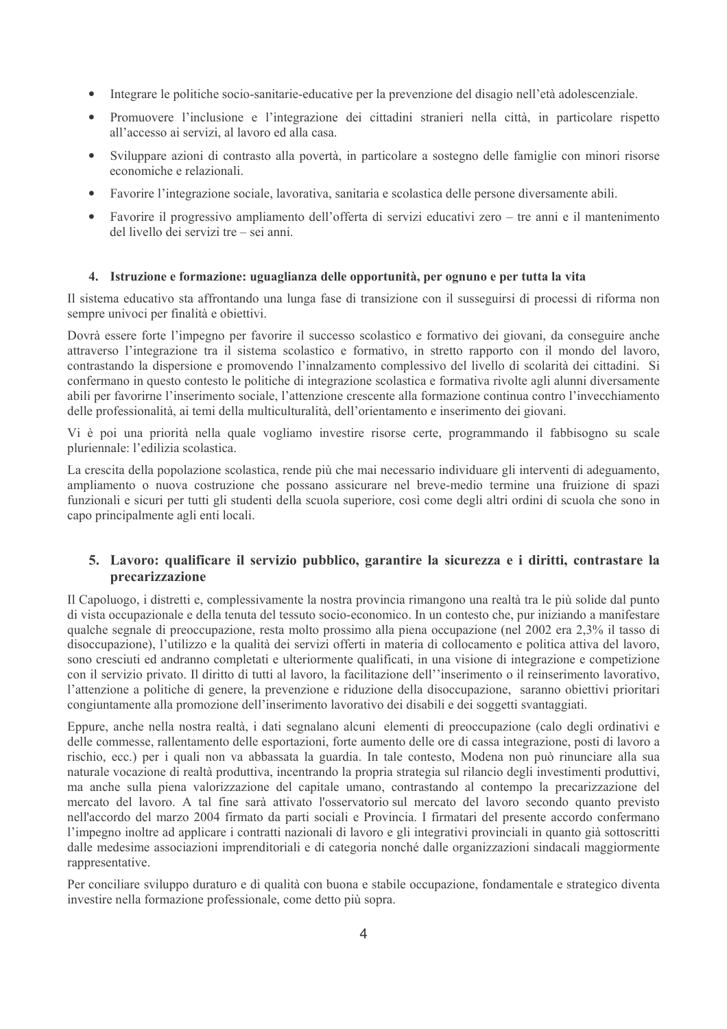- Integrare le politiche socio-sanitarie-educative per la prevenzione del disagio nell'età adolescenziale.
- Promuovere l'inclusione e l'integrazione dei cittadini stranieri nella città, in particolare rispetto all'accesso ai servizi, al lavoro ed alla casa.
- Sviluppare azioni di contrasto alla povertà, in particolare a sostegno delle famiglie con minori risorse economiche e relazionali.
- Favorire l'integrazione sociale, lavorativa, sanitaria e scolastica delle persone diversamente abili.
- Favorire il progressivo ampliamento dell'offerta di servizi educativi zero – tre anni e il mantenimento del livello dei servizi tre – sei anni.

#### 4. Istruzione e formazione: uguaglianza delle opportunità, per ognuno e per tutta la vita

Il sistema educativo sta affrontando una lunga fase di transizione con il susseguirsi di processi di riforma non sempre univoci per finalità e obiettivi.

Dovrà essere forte l'impegno per favorire il successo scolastico e formativo dei giovani, da conseguire anche attraverso l'integrazione tra il sistema scolastico e formativo, in stretto rapporto con il mondo del lavoro, contrastando la dispersione e promovendo l'innalzamento complessivo del livello di scolarità dei cittadini. Si confermano in questo contesto le politiche di integrazione scolastica e formativa rivolte agli alunni diversamente abili per favorirne l'inserimento sociale, l'attenzione crescente alla formazione continua contro l'invecchiamento delle professionalità, ai temi della multiculturalità, dell'orientamento e inserimento dei giovani.

Vi è poi una priorità nella quale vogliamo investire risorse certe, programmando il fabbisogno su scale pluriennale: l'edilizia scolastica.

La crescita della popolazione scolastica, rende più che mai necessario individuare gli interventi di adeguamento, ampliamento o nuova costruzione che possano assicurare nel breve-medio termine una fruizione di spazi funzionali e sicuri per tutti gli studenti della scuola superiore, così come degli altri ordini di scuola che sono in capo principalmente agli enti locali.

### 5. Lavoro: qualificare il servizio pubblico, garantire la sicurezza e i diritti, contrastare la precarizzazione

Il Capoluogo, i distretti e, complessivamente la nostra provincia rimangono una realtà tra le più solide dal punto di vista occupazionale e della tenuta del tessuto socio-economico. In un contesto che, pur iniziando a manifestare qualche segnale di preoccupazione, resta molto prossimo alla piena occupazione (nel 2002 era 2,3% il tasso di disoccupazione), l'utilizzo e la qualità dei servizi offerti in materia di collocamento e politica attiva del lavoro, sono cresciuti ed andranno completati e ulteriormente qualificati, in una visione di integrazione e competizione con il servizio privato. Il diritto di tutti al lavoro, la facilitazione dell''inserimento o il reinserimento lavorativo, l'attenzione a politiche di genere, la prevenzione e riduzione della disoccupazione, saranno obiettivi prioritari congiuntamente alla promozione dell'inserimento lavorativo dei disabili e dei soggetti svantaggiati.

Eppure, anche nella nostra realtà, i dati segnalano alcuni elementi di preoccupazione (calo degli ordinativi e delle commesse, rallentamento delle esportazioni, forte aumento delle ore di cassa integrazione, posti di lavoro a rischio, ecc.) per i quali non va abbassata la guardia. In tale contesto, Modena non può rinunciare alla sua naturale vocazione di realtà produttiva, incentrando la propria strategia sul rilancio degli investimenti produttivi, ma anche sulla piena valorizzazione del capitale umano, contrastando al contempo la precarizzazione del mercato del lavoro. A tal fine sarà attivato l'osservatorio sul mercato del lavoro secondo quanto previsto nell'accordo del marzo 2004 firmato da parti sociali e Provincia. I firmatari del presente accordo confermano l'impegno inoltre ad applicare i contratti nazionali di lavoro e gli integrativi provinciali in quanto già sottoscritti dalle medesime associazioni imprenditoriali e di categoria nonché dalle organizzazioni sindacali maggiormente rappresentative.

Per conciliare sviluppo duraturo e di qualità con buona e stabile occupazione, fondamentale e strategico diventa investire nella formazione professionale, come detto più sopra.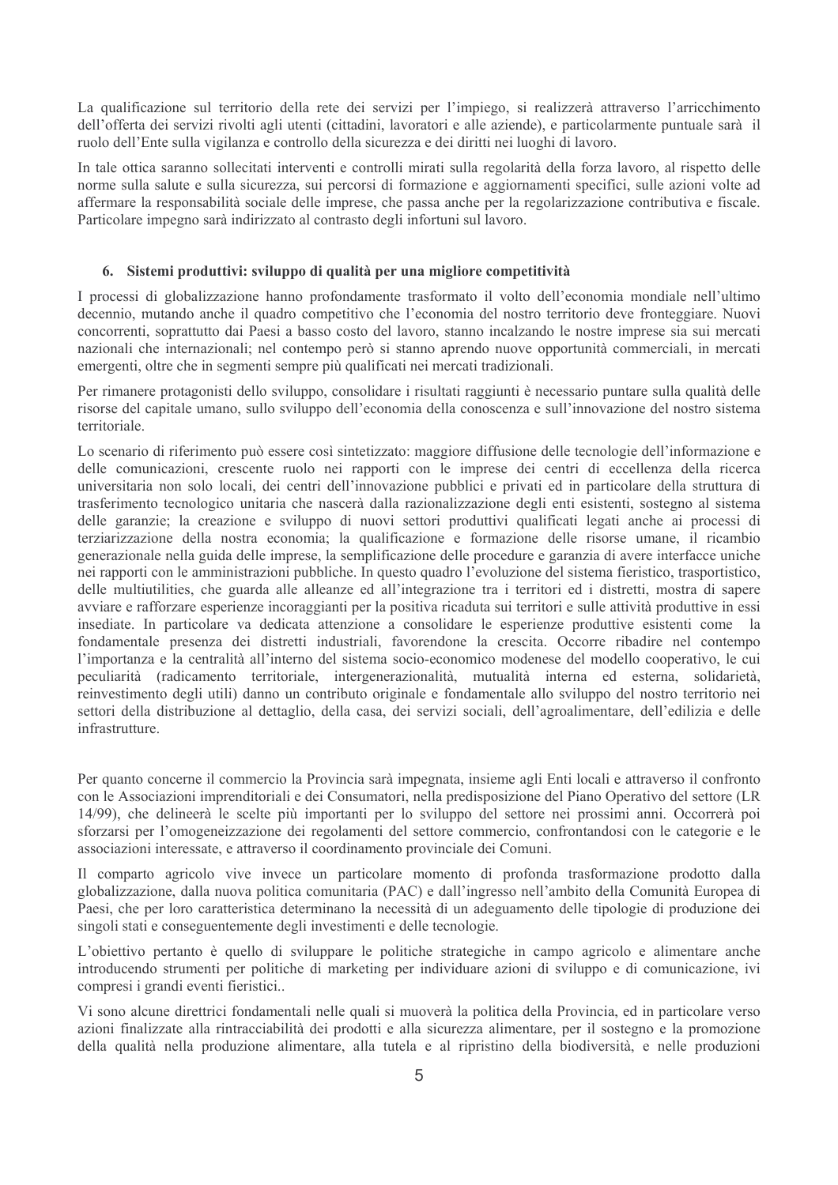La qualificazione sul territorio della rete dei servizi per l'impiego, si realizzerà attraverso l'arricchimento dell'offerta dei servizi rivolti agli utenti (cittadini, lavoratori e alle aziende), e particolarmente puntuale sarà il ruolo dell'Ente sulla vigilanza e controllo della sicurezza e dei diritti nei luoghi di lavoro.

In tale ottica saranno sollecitati interventi e controlli mirati sulla regolarità della forza lavoro, al rispetto delle norme sulla salute e sulla sicurezza, sui percorsi di formazione e aggiornamenti specifici, sulle azioni volte ad affermare la responsabilità sociale delle imprese, che passa anche per la regolarizzazione contributiva e fiscale. Particolare impegno sarà indirizzato al contrasto degli infortuni sul lavoro.

### 6. Sistemi produttivi: sviluppo di qualità per una migliore competitività

I processi di globalizzazione hanno profondamente trasformato il volto dell'economia mondiale nell'ultimo decennio, mutando anche il quadro competitivo che l'economia del nostro territorio deve fronteggiare. Nuovi concorrenti, soprattutto dai Paesi a basso costo del lavoro, stanno incalzando le nostre imprese sia sui mercati nazionali che internazionali; nel contempo però si stanno aprendo nuove opportunità commerciali, in mercati emergenti, oltre che in segmenti sempre più qualificati nei mercati tradizionali.

Per rimanere protagonisti dello sviluppo, consolidare i risultati raggiunti è necessario puntare sulla qualità delle risorse del capitale umano, sullo sviluppo dell'economia della conoscenza e sull'innovazione del nostro sistema territoriale.

Lo scenario di riferimento può essere così sintetizzato: maggiore diffusione delle tecnologie dell'informazione e delle comunicazioni, crescente ruolo nei rapporti con le imprese dei centri di eccellenza della ricerca universitaria non solo locali, dei centri dell'innovazione pubblici e privati ed in particolare della struttura di trasferimento tecnologico unitaria che nascerà dalla razionalizzazione degli enti esistenti, sostegno al sistema delle garanzie; la creazione e sviluppo di nuovi settori produttivi qualificati legati anche ai processi di terziarizzazione della nostra economia; la qualificazione e formazione delle risorse umane, il ricambio generazionale nella guida delle imprese, la semplificazione delle procedure e garanzia di avere interfacce uniche nei rapporti con le amministrazioni pubbliche. In questo quadro l'evoluzione del sistema fieristico, trasportistico, delle multiutilities, che guarda alle alleanze ed all'integrazione tra i territori ed i distretti, mostra di sapere avviare e rafforzare esperienze incoraggianti per la positiva ricaduta sui territori e sulle attività produttive in essi insediate. In particolare va dedicata attenzione a consolidare le esperienze produttive esistenti come la fondamentale presenza dei distretti industriali, favorendone la crescita. Occorre ribadire nel contempo l'importanza e la centralità all'interno del sistema socio-economico modenese del modello cooperativo, le cui peculiarità (radicamento territoriale, intergenerazionalità, mutualità interna ed esterna, solidarietà, reinvestimento degli utili) danno un contributo originale e fondamentale allo sviluppo del nostro territorio nei settori della distribuzione al dettaglio, della casa, dei servizi sociali, dell'agroalimentare, dell'edilizia e delle infrastrutture.

Per quanto concerne il commercio la Provincia sarà impegnata, insieme agli Enti locali e attraverso il confronto con le Associazioni imprenditoriali e dei Consumatori, nella predisposizione del Piano Operativo del settore (LR 14/99), che delineerà le scelte più importanti per lo sviluppo del settore nei prossimi anni. Occorrerà poi sforzarsi per l'omogeneizzazione dei regolamenti del settore commercio, confrontandosi con le categorie e le associazioni interessate, e attraverso il coordinamento provinciale dei Comuni.

Il comparto agricolo vive invece un particolare momento di profonda trasformazione prodotto dalla globalizzazione, dalla nuova politica comunitaria (PAC) e dall'ingresso nell'ambito della Comunità Europea di Paesi, che per loro caratteristica determinano la necessità di un adeguamento delle tipologie di produzione dei singoli stati e conseguentemente degli investimenti e delle tecnologie.

L'obiettivo pertanto è quello di sviluppare le politiche strategiche in campo agricolo e alimentare anche introducendo strumenti per politiche di marketing per individuare azioni di sviluppo e di comunicazione, ivi compresi i grandi eventi fieristici..

Vi sono alcune direttrici fondamentali nelle quali si muoverà la politica della Provincia, ed in particolare verso azioni finalizzate alla rintracciabilità dei prodotti e alla sicurezza alimentare, per il sostegno e la promozione della qualità nella produzione alimentare, alla tutela e al ripristino della biodiversità, e nelle produzioni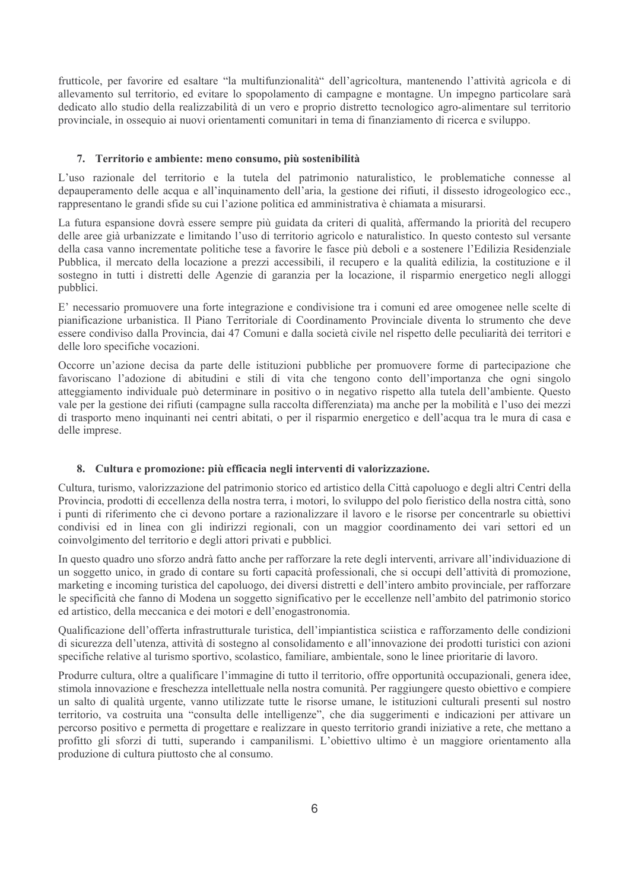frutticole, per favorire ed esaltare "la multifunzionalità" dell'agricoltura, mantenendo l'attività agricola e di allevamento sul territorio, ed evitare lo spopolamento di campagne e montagne. Un impegno particolare sarà dedicato allo studio della realizzabilità di un vero e proprio distretto tecnologico agro-alimentare sul territorio provinciale, in ossequio ai nuovi orientamenti comunitari in tema di finanziamento di ricerca e sviluppo.

### 7. Territorio e ambiente: meno consumo, più sostenibilità

L'uso razionale del territorio e la tutela del patrimonio naturalistico, le problematiche connesse al depauperamento delle acqua e all'inquinamento dell'aria, la gestione dei rifiuti, il dissesto idrogeologico ecc., rappresentano le grandi sfide su cui l'azione politica ed amministrativa è chiamata a misurarsi.

La futura espansione dovrà essere sempre più guidata da criteri di qualità, affermando la priorità del recupero delle aree già urbanizzate e limitando l'uso di territorio agricolo e naturalistico. In questo contesto sul versante della casa vanno incrementate politiche tese a favorire le fasce più deboli e a sostenere l'Edilizia Residenziale Pubblica, il mercato della locazione a prezzi accessibili, il recupero e la qualità edilizia, la costituzione e il sostegno in tutti i distretti delle Agenzie di garanzia per la locazione, il risparmio energetico negli alloggi pubblici.

E' necessario promuovere una forte integrazione e condivisione tra i comuni ed aree omogenee nelle scelte di pianificazione urbanistica. Il Piano Territoriale di Coordinamento Provinciale diventa lo strumento che deve essere condiviso dalla Provincia, dai 47 Comuni e dalla società civile nel rispetto delle peculiarità dei territori e delle loro specifiche vocazioni.

Occorre un'azione decisa da parte delle istituzioni pubbliche per promuovere forme di partecipazione che favoriscano l'adozione di abitudini e stili di vita che tengono conto dell'importanza che ogni singolo atteggiamento individuale può determinare in positivo o in negativo rispetto alla tutela dell'ambiente. Questo vale per la gestione dei rifiuti (campagne sulla raccolta differenziata) ma anche per la mobilità e l'uso dei mezzi di trasporto meno inquinanti nei centri abitati, o per il risparmio energetico e dell'acqua tra le mura di casa e delle imprese.

### 8. Cultura e promozione: più efficacia negli interventi di valorizzazione.

Cultura, turismo, valorizzazione del patrimonio storico ed artistico della Città capoluogo e degli altri Centri della Provincia, prodotti di eccellenza della nostra terra, i motori, lo sviluppo del polo fieristico della nostra città, sono i punti di riferimento che ci devono portare a razionalizzare il lavoro e le risorse per concentrarle su obiettivi condivisi ed in linea con gli indirizzi regionali, con un maggior coordinamento dei vari settori ed un coinvolgimento del territorio e degli attori privati e pubblici.

In questo quadro uno sforzo andrà fatto anche per rafforzare la rete degli interventi, arrivare all'individuazione di un soggetto unico, in grado di contare su forti capacità professionali, che si occupi dell'attività di promozione, marketing e incoming turistica del capoluogo, dei diversi distretti e dell'intero ambito provinciale, per rafforzare le specificità che fanno di Modena un soggetto significativo per le eccellenze nell'ambito del patrimonio storico ed artistico, della meccanica e dei motori e dell'enogastronomia.

Qualificazione dell'offerta infrastrutturale turistica, dell'impiantistica sciistica e rafforzamento delle condizioni di sicurezza dell'utenza, attività di sostegno al consolidamento e all'innovazione dei prodotti turistici con azioni specifiche relative al turismo sportivo, scolastico, familiare, ambientale, sono le linee prioritarie di lavoro.

Produrre cultura, oltre a qualificare l'immagine di tutto il territorio, offre opportunità occupazionali, genera idee, stimola innovazione e freschezza intellettuale nella nostra comunità. Per raggiungere questo obiettivo e compiere un salto di qualità urgente, vanno utilizzate tutte le risorse umane, le istituzioni culturali presenti sul nostro territorio, va costruita una "consulta delle intelligenze", che dia suggerimenti e indicazioni per attivare un percorso positivo e permetta di progettare e realizzare in questo territorio grandi iniziative a rete, che mettano a profitto gli sforzi di tutti, superando i campanilismi. L'obiettivo ultimo è un maggiore orientamento alla produzione di cultura piuttosto che al consumo.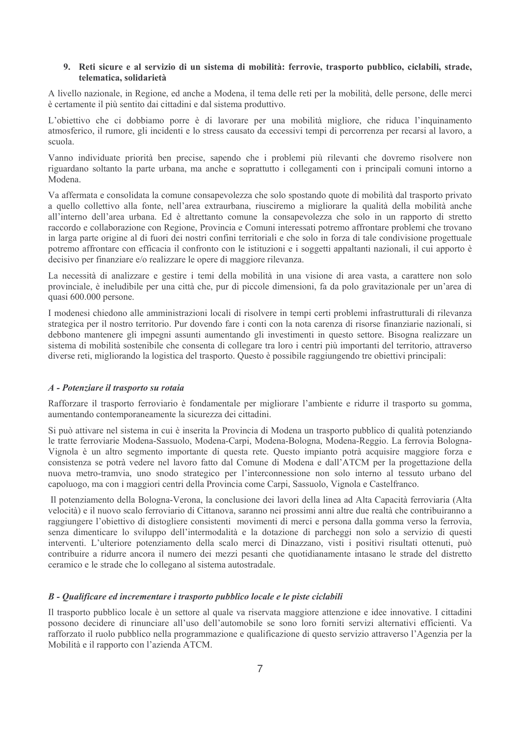## 9. Reti sicure e al servizio di un sistema di mobilità: ferrovie, trasporto pubblico, ciclabili, strade, telematica, solidarietà

A livello nazionale, in Regione, ed anche a Modena, il tema delle reti per la mobilità, delle persone, delle merci è certamente il più sentito dai cittadini e dal sistema produttivo.

L'obiettivo che ci dobbiamo porre è di lavorare per una mobilità migliore, che riduca l'inquinamento atmosferico, il rumore, gli incidenti e lo stress causato da eccessivi tempi di percorrenza per recarsi al lavoro, a scuola.

Vanno individuate priorità ben precise, sapendo che i problemi più rilevanti che dovremo risolvere non riguardano soltanto la parte urbana, ma anche e soprattutto i collegamenti con i principali comuni intorno a Modena.

Va affermata e consolidata la comune consapevolezza che solo spostando quote di mobilità dal trasporto privato a quello collettivo alla fonte, nell'area extraurbana, riusciremo a migliorare la qualità della mobilità anche all'interno dell'area urbana. Ed è altrettanto comune la consapevolezza che solo in un rapporto di stretto raccordo e collaborazione con Regione, Provincia e Comuni interessati potremo affrontare problemi che trovano in larga parte origine al di fuori dei nostri confini territoriali e che solo in forza di tale condivisione progettuale potremo affrontare con efficacia il confronto con le istituzioni e i soggetti appaltanti nazionali, il cui apporto è decisivo per finanziare e/o realizzare le opere di maggiore rilevanza.

La necessità di analizzare e gestire i temi della mobilità in una visione di area vasta, a carattere non solo provinciale, è ineludibile per una città che, pur di piccole dimensioni, fa da polo gravitazionale per un'area di quasi 600.000 persone.

I modenesi chiedono alle amministrazioni locali di risolvere in tempi certi problemi infrastrutturali di rilevanza strategica per il nostro territorio. Pur dovendo fare i conti con la nota carenza di risorse finanziarie nazionali, si debbono mantenere gli impegni assunti aumentando gli investimenti in questo settore. Bisogna realizzare un sistema di mobilità sostenibile che consenta di collegare tra loro i centri più importanti del territorio, attraverso diverse reti, migliorando la logistica del trasporto. Questo è possibile raggiungendo tre obiettivi principali:

### *A - Potenziare il trasporto su rotaia*

Rafforzare il trasporto ferroviario è fondamentale per migliorare l'ambiente e ridurre il trasporto su gomma, aumentando contemporaneamente la sicurezza dei cittadini.

Si può attivare nel sistema in cui è inserita la Provincia di Modena un trasporto pubblico di qualità potenziando le tratte ferroviarie Modena-Sassuolo, Modena-Carpi, Modena-Bologna, Modena-Reggio. La ferrovia Bologna-Vignola è un altro segmento importante di questa rete. Questo impianto potrà acquisire maggiore forza e consistenza se potrà vedere nel lavoro fatto dal Comune di Modena e dall'ATCM per la progettazione della nuova metro-tramvia, uno snodo strategico per l'interconnessione non solo interno al tessuto urbano del capoluogo, ma con i maggiori centri della Provincia come Carpi, Sassuolo, Vignola e Castelfranco.

Il potenziamento della Bologna-Verona, la conclusione dei lavori della linea ad Alta Capacità ferroviaria (Alta velocità) e il nuovo scalo ferroviario di Cittanova, saranno nei prossimi anni altre due realtà che contribuiranno a raggiungere l'obiettivo di distogliere consistenti movimenti di merci e persona dalla gomma verso la ferrovia, senza dimenticare lo sviluppo dell'intermodalità e la dotazione di parcheggi non solo a servizio di questi interventi. L'ulteriore potenziamento della scalo merci di Dinazzano, visti i positivi risultati ottenuti, può contribuire a ridurre ancora il numero dei mezzi pesanti che quotidianamente intasano le strade del distretto ceramico e le strade che lo collegano al sistema autostradale.

### *B - Qualificare ed incrementare i trasporto pubblico locale e le piste ciclabili*

Il trasporto pubblico locale è un settore al quale va riservata maggiore attenzione e idee innovative. I cittadini possono decidere di rinunciare all'uso dell'automobile se sono loro forniti servizi alternativi efficienti. Va rafforzato il ruolo pubblico nella programmazione e qualificazione di questo servizio attraverso l'Agenzia per la Mobilità e il rapporto con l'azienda ATCM.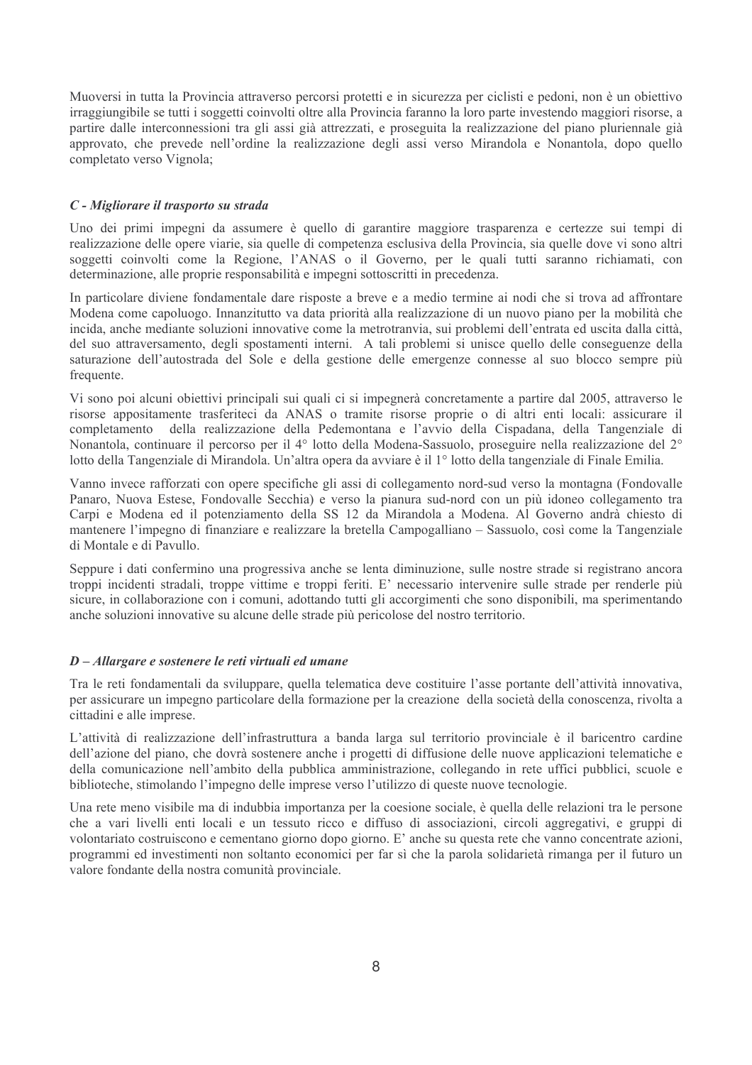Muoversi in tutta la Provincia attraverso percorsi protetti e in sicurezza per ciclisti e pedoni, non è un obiettivo irraggiungibile se tutti i soggetti coinvolti oltre alla Provincia faranno la loro parte investendo maggiori risorse, a partire dalle interconnessioni tra gli assi già attrezzati, e proseguita la realizzazione del piano pluriennale già approvato, che prevede nell'ordine la realizzazione degli assi verso Mirandola e Nonantola, dopo quello completato verso Vignola;

#### *C - Migliorare il trasporto su strada*

Uno dei primi impegni da assumere è quello di garantire maggiore trasparenza e certezze sui tempi di realizzazione delle opere viarie, sia quelle di competenza esclusiva della Provincia, sia quelle dove vi sono altri soggetti coinvolti come la Regione, l'ANAS o il Governo, per le quali tutti saranno richiamati, con determinazione, alle proprie responsabilità e impegni sottoscritti in precedenza.

In particolare diviene fondamentale dare risposte a breve e a medio termine ai nodi che si trova ad affrontare Modena come capoluogo. Innanzitutto va data priorità alla realizzazione di un nuovo piano per la mobilità che incida, anche mediante soluzioni innovative come la metrotranvia, sui problemi dell'entrata ed uscita dalla città, del suo attraversamento, degli spostamenti interni. A tali problemi si unisce quello delle conseguenze della saturazione dell'autostrada del Sole e della gestione delle emergenze connesse al suo blocco sempre più frequente.

Vi sono poi alcuni obiettivi principali sui quali ci si impegnerà concretamente a partire dal 2005, attraverso le risorse appositamente trasferiteci da ANAS o tramite risorse proprie o di altri enti locali: assicurare il completamento della realizzazione della Pedemontana e l'avvio della Cispadana, della Tangenziale di Nonantola, continuare il percorso per il 4° lotto della Modena-Sassuolo, proseguire nella realizzazione del 2° lotto della Tangenziale di Mirandola. Un'altra opera da avviare è il 1° lotto della tangenziale di Finale Emilia.

Vanno invece rafforzati con opere specifiche gli assi di collegamento nord-sud verso la montagna (Fondovalle Panaro, Nuova Estese, Fondovalle Secchia) e verso la pianura sud-nord con un più idoneo collegamento tra Carpi e Modena ed il potenziamento della SS 12 da Mirandola a Modena. Al Governo andrà chiesto di mantenere l'impegno di finanziare e realizzare la bretella Campogalliano – Sassuolo, così come la Tangenziale di Montale e di Pavullo.

Seppure i dati confermino una progressiva anche se lenta diminuzione, sulle nostre strade si registrano ancora troppi incidenti stradali, troppe vittime e troppi feriti. E' necessario intervenire sulle strade per renderle più sicure, in collaborazione con i comuni, adottando tutti gli accorgimenti che sono disponibili, ma sperimentando anche soluzioni innovative su alcune delle strade più pericolose del nostro territorio.

#### *D – Allargare e sostenere le reti virtuali ed umane*

Tra le reti fondamentali da sviluppare, quella telematica deve costituire l'asse portante dell'attività innovativa, per assicurare un impegno particolare della formazione per la creazione della società della conoscenza, rivolta a cittadini e alle imprese.

L'attività di realizzazione dell'infrastruttura a banda larga sul territorio provinciale è il baricentro cardine dell'azione del piano, che dovrà sostenere anche i progetti di diffusione delle nuove applicazioni telematiche e della comunicazione nell'ambito della pubblica amministrazione, collegando in rete uffici pubblici, scuole e biblioteche, stimolando l'impegno delle imprese verso l'utilizzo di queste nuove tecnologie.

Una rete meno visibile ma di indubbia importanza per la coesione sociale, è quella delle relazioni tra le persone che a vari livelli enti locali e un tessuto ricco e diffuso di associazioni, circoli aggregativi, e gruppi di volontariato costruiscono e cementano giorno dopo giorno. E' anche su questa rete che vanno concentrate azioni, programmi ed investimenti non soltanto economici per far sì che la parola solidarietà rimanga per il futuro un valore fondante della nostra comunità provinciale.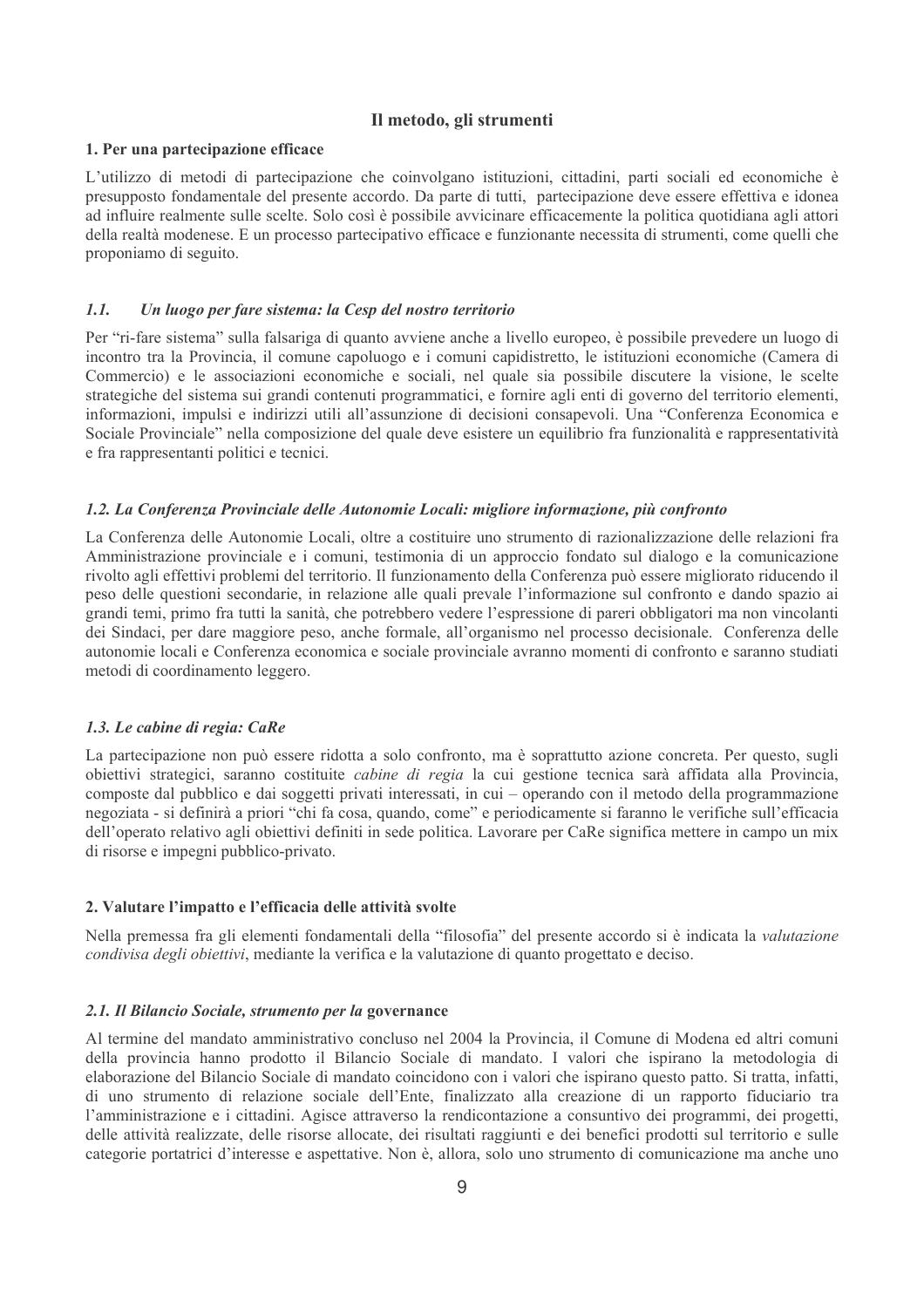## Il metodo, gli strumenti

### 1. Per una partecipazione efficace

L'utilizzo di metodi di partecipazione che coinvolgano istituzioni, cittadini, parti sociali ed economiche è presupposto fondamentale del presente accordo. Da parte di tutti, partecipazione deve essere effettiva e idonea ad influire realmente sulle scelte. Solo così è possibile avvicinare efficacemente la politica quotidiana agli attori della realtà modenese. E un processo partecipativo efficace e funzionante necessita di strumenti, come quelli che proponiamo di seguito.

#### *1.1. Un luogo per fare sistema: la Cesp del nostro territorio*

Per "ri-fare sistema" sulla falsariga di quanto avviene anche a livello europeo, è possibile prevedere un luogo di incontro tra la Provincia, il comune capoluogo e i comuni capidistretto, le istituzioni economiche (Camera di Commercio) e le associazioni economiche e sociali, nel quale sia possibile discutere la visione, le scelte strategiche del sistema sui grandi contenuti programmatici, e fornire agli enti di governo del territorio elementi, informazioni, impulsi e indirizzi utili all'assunzione di decisioni consapevoli. Una "Conferenza Economica e Sociale Provinciale" nella composizione del quale deve esistere un equilibrio fra funzionalità e rappresentatività e fra rappresentanti politici e tecnici.

#### *1.2. La Conferenza Provinciale delle Autonomie Locali: migliore informazione, più confronto*

La Conferenza delle Autonomie Locali, oltre a costituire uno strumento di razionalizzazione delle relazioni fra Amministrazione provinciale e i comuni, testimonia di un approccio fondato sul dialogo e la comunicazione rivolto agli effettivi problemi del territorio. Il funzionamento della Conferenza può essere migliorato riducendo il peso delle questioni secondarie, in relazione alle quali prevale l'informazione sul confronto e dando spazio ai grandi temi, primo fra tutti la sanità, che potrebbero vedere l'espressione di pareri obbligatori ma non vincolanti dei Sindaci, per dare maggiore peso, anche formale, all'organismo nel processo decisionale. Conferenza delle autonomie locali e Conferenza economica e sociale provinciale avranno momenti di confronto e saranno studiati metodi di coordinamento leggero.

#### *1.3. Le cabine di regia: CaRe*

La partecipazione non può essere ridotta a solo confronto, ma è soprattutto azione concreta. Per questo, sugli obiettivi strategici, saranno costituite *cabine di regia* la cui gestione tecnica sarà affidata alla Provincia, composte dal pubblico e dai soggetti privati interessati, in cui – operando con il metodo della programmazione negoziata - si definirà a priori "chi fa cosa, quando, come" e periodicamente si faranno le verifiche sull'efficacia dell'operato relativo agli obiettivi definiti in sede politica. Lavorare per CaRe significa mettere in campo un mix di risorse e impegni pubblico-privato.

### 2. Valutare l'impatto e l'efficacia delle attività svolte

Nella premessa fra gli elementi fondamentali della "filosofia" del presente accordo si è indicata la *valutazione condivisa degli obiettivi*, mediante la verifica e la valutazione di quanto progettato e deciso.

#### *2.1. Il Bilancio Sociale, strumento per la* **governance**

Al termine del mandato amministrativo concluso nel 2004 la Provincia, il Comune di Modena ed altri comuni della provincia hanno prodotto il Bilancio Sociale di mandato. I valori che ispirano la metodologia di elaborazione del Bilancio Sociale di mandato coincidono con i valori che ispirano questo patto. Si tratta, infatti, di uno strumento di relazione sociale dell'Ente, finalizzato alla creazione di un rapporto fiduciario tra l'amministrazione e i cittadini. Agisce attraverso la rendicontazione a consuntivo dei programmi, dei progetti, delle attività realizzate, delle risorse allocate, dei risultati raggiunti e dei benefici prodotti sul territorio e sulle categorie portatrici d'interesse e aspettative. Non è, allora, solo uno strumento di comunicazione ma anche uno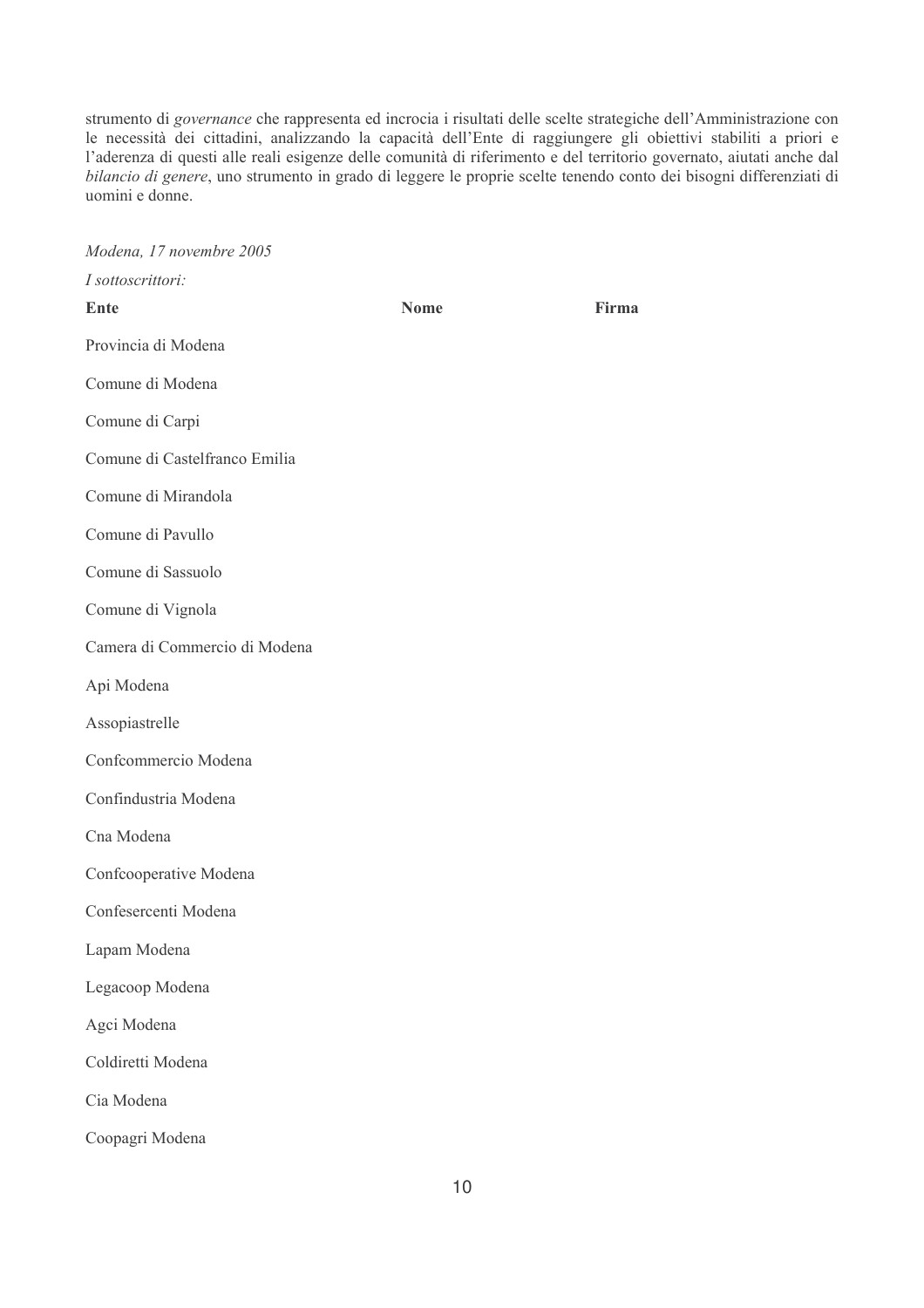strumento di *governance* che rappresenta ed incrocia i risultati delle scelte strategiche dell'Amministrazione con le necessità dei cittadini, analizzando la capacità dell'Ente di raggiungere gli obiettivi stabiliti a priori e l'aderenza di questi alle reali esigenze delle comunità di riferimento e del territorio governato, aiutati anche dal *bilancio di genere*, uno strumento in grado di leggere le proprie scelte tenendo conto dei bisogni differenziati di uomini e donne.

*Modena, 17 novembre 2005*

*I sottoscrittori:*

| **Ente** | **Nome** | **Firma** |
|---|---|---|
| Provincia di Modena | | |
| Comune di Modena | | |
| Comune di Carpi | | |
| Comune di Castelfranco Emilia | | |
| Comune di Mirandola | | |
| Comune di Pavullo | | |
| Comune di Sassuolo | | |
| Comune di Vignola | | |
| Camera di Commercio di Modena | | |
| Api Modena | | |
| Assopiastrelle | | |
| Confcommercio Modena | | |
| Confindustria Modena | | |
| Cna Modena | | |
| Confcooperative Modena | | |
| Confesercenti Modena | | |
| Lapam Modena | | |
| Legacoop Modena | | |
| Agci Modena | | |
| Coldiretti Modena | | |
| Cia Modena | | |
| Coopagri Modena | | |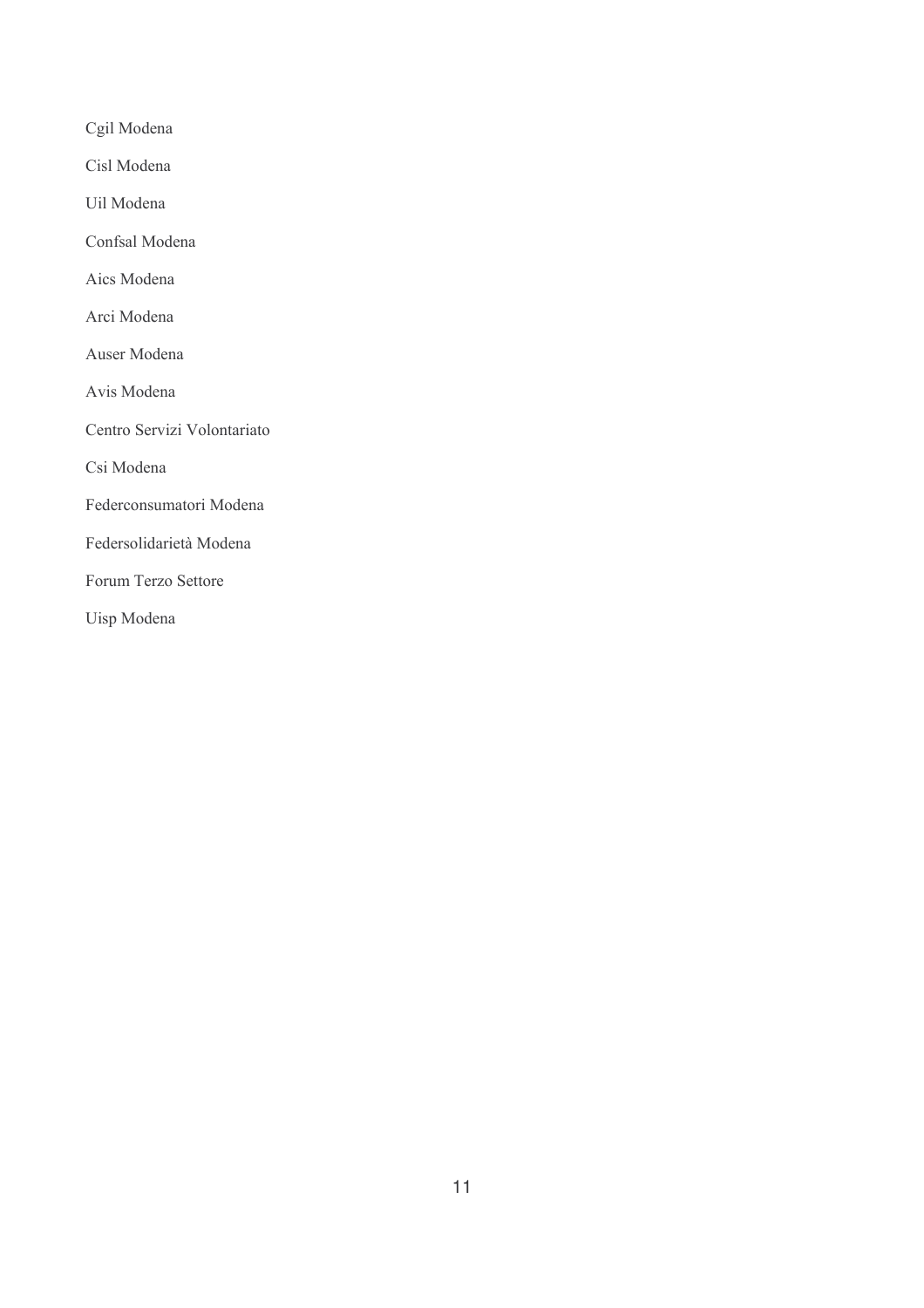Cgil Modena

Cisl Modena

Uil Modena

Confsal Modena

Aics Modena

Arci Modena

Auser Modena

Avis Modena

Centro Servizi Volontariato

Csi Modena

Federconsumatori Modena

Federsolidarietà Modena

Forum Terzo Settore

Uisp Modena